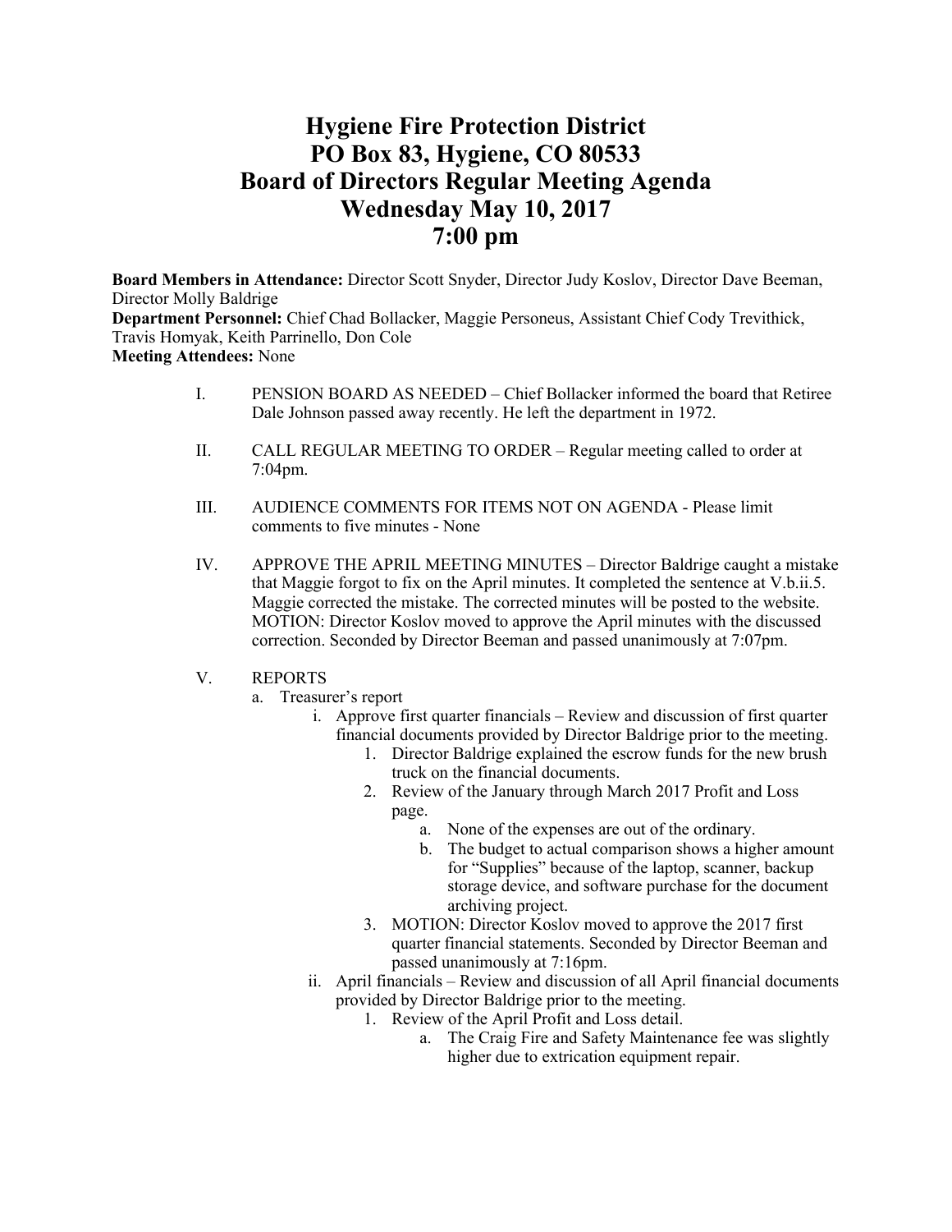# Hygiene Fire Protection District
# PO Box 83, Hygiene, CO 80533
# Board of Directors Regular Meeting Agenda
# Wednesday May 10, 2017
# 7:00 pm

**Board Members in Attendance:** Director Scott Snyder, Director Judy Koslov, Director Dave Beeman, Director Molly Baldrige
**Department Personnel:** Chief Chad Bollacker, Maggie Personeus, Assistant Chief Cody Trevithick, Travis Homyak, Keith Parrinello, Don Cole
**Meeting Attendees:** None

I. PENSION BOARD AS NEEDED – Chief Bollacker informed the board that Retiree Dale Johnson passed away recently. He left the department in 1972.

II. CALL REGULAR MEETING TO ORDER – Regular meeting called to order at 7:04pm.

III. AUDIENCE COMMENTS FOR ITEMS NOT ON AGENDA - Please limit comments to five minutes - None

IV. APPROVE THE APRIL MEETING MINUTES – Director Baldrige caught a mistake that Maggie forgot to fix on the April minutes. It completed the sentence at V.b.ii.5. Maggie corrected the mistake. The corrected minutes will be posted to the website. MOTION: Director Koslov moved to approve the April minutes with the discussed correction. Seconded by Director Beeman and passed unanimously at 7:07pm.

V. REPORTS
   a. Treasurer's report
      i. Approve first quarter financials – Review and discussion of first quarter financial documents provided by Director Baldrige prior to the meeting.
         1. Director Baldrige explained the escrow funds for the new brush truck on the financial documents.
         2. Review of the January through March 2017 Profit and Loss page.
            a. None of the expenses are out of the ordinary.
            b. The budget to actual comparison shows a higher amount for "Supplies" because of the laptop, scanner, backup storage device, and software purchase for the document archiving project.
         3. MOTION: Director Koslov moved to approve the 2017 first quarter financial statements. Seconded by Director Beeman and passed unanimously at 7:16pm.
      ii. April financials – Review and discussion of all April financial documents provided by Director Baldrige prior to the meeting.
         1. Review of the April Profit and Loss detail.
            a. The Craig Fire and Safety Maintenance fee was slightly higher due to extrication equipment repair.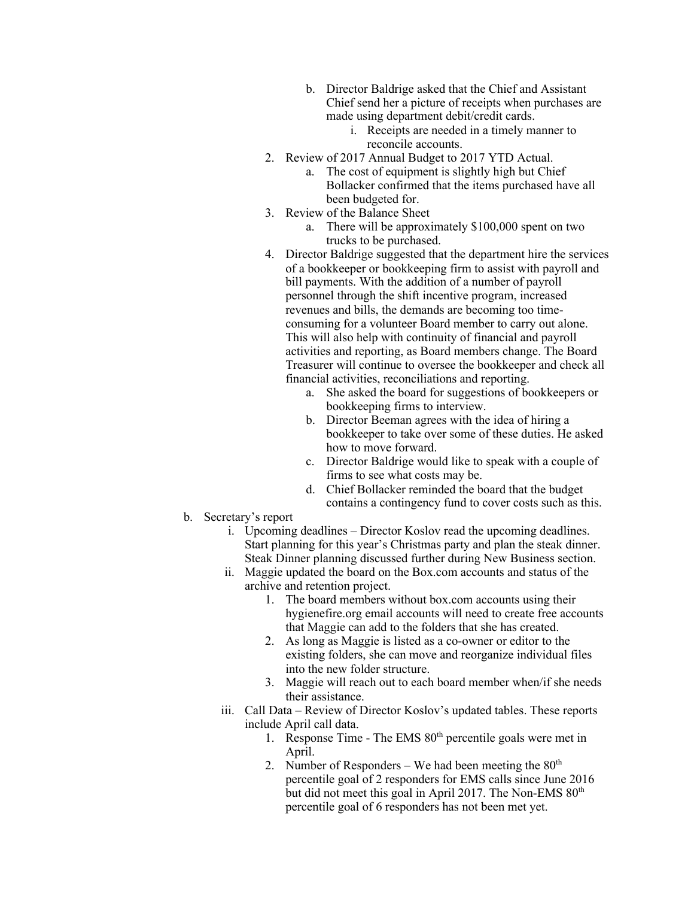b. Director Baldrige asked that the Chief and Assistant Chief send her a picture of receipts when purchases are made using department debit/credit cards.
   i. Receipts are needed in a timely manner to reconcile accounts.

2. Review of 2017 Annual Budget to 2017 YTD Actual.
   a. The cost of equipment is slightly high but Chief Bollacker confirmed that the items purchased have all been budgeted for.
3. Review of the Balance Sheet
   a. There will be approximately $100,000 spent on two trucks to be purchased.
4. Director Baldrige suggested that the department hire the services of a bookkeeper or bookkeeping firm to assist with payroll and bill payments. With the addition of a number of payroll personnel through the shift incentive program, increased revenues and bills, the demands are becoming too time-consuming for a volunteer Board member to carry out alone. This will also help with continuity of financial and payroll activities and reporting, as Board members change. The Board Treasurer will continue to oversee the bookkeeper and check all financial activities, reconciliations and reporting.
   a. She asked the board for suggestions of bookkeepers or bookkeeping firms to interview.
   b. Director Beeman agrees with the idea of hiring a bookkeeper to take over some of these duties. He asked how to move forward.
   c. Director Baldrige would like to speak with a couple of firms to see what costs may be.
   d. Chief Bollacker reminded the board that the budget contains a contingency fund to cover costs such as this.

b. Secretary's report
   i. Upcoming deadlines – Director Koslov read the upcoming deadlines. Start planning for this year's Christmas party and plan the steak dinner. Steak Dinner planning discussed further during New Business section.
   ii. Maggie updated the board on the Box.com accounts and status of the archive and retention project.
      1. The board members without box.com accounts using their hygienefire.org email accounts will need to create free accounts that Maggie can add to the folders that she has created.
      2. As long as Maggie is listed as a co-owner or editor to the existing folders, she can move and reorganize individual files into the new folder structure.
      3. Maggie will reach out to each board member when/if she needs their assistance.
   iii. Call Data – Review of Director Koslov's updated tables. These reports include April call data.
      1. Response Time - The EMS 80th percentile goals were met in April.
      2. Number of Responders – We had been meeting the 80th percentile goal of 2 responders for EMS calls since June 2016 but did not meet this goal in April 2017. The Non-EMS 80th percentile goal of 6 responders has not been met yet.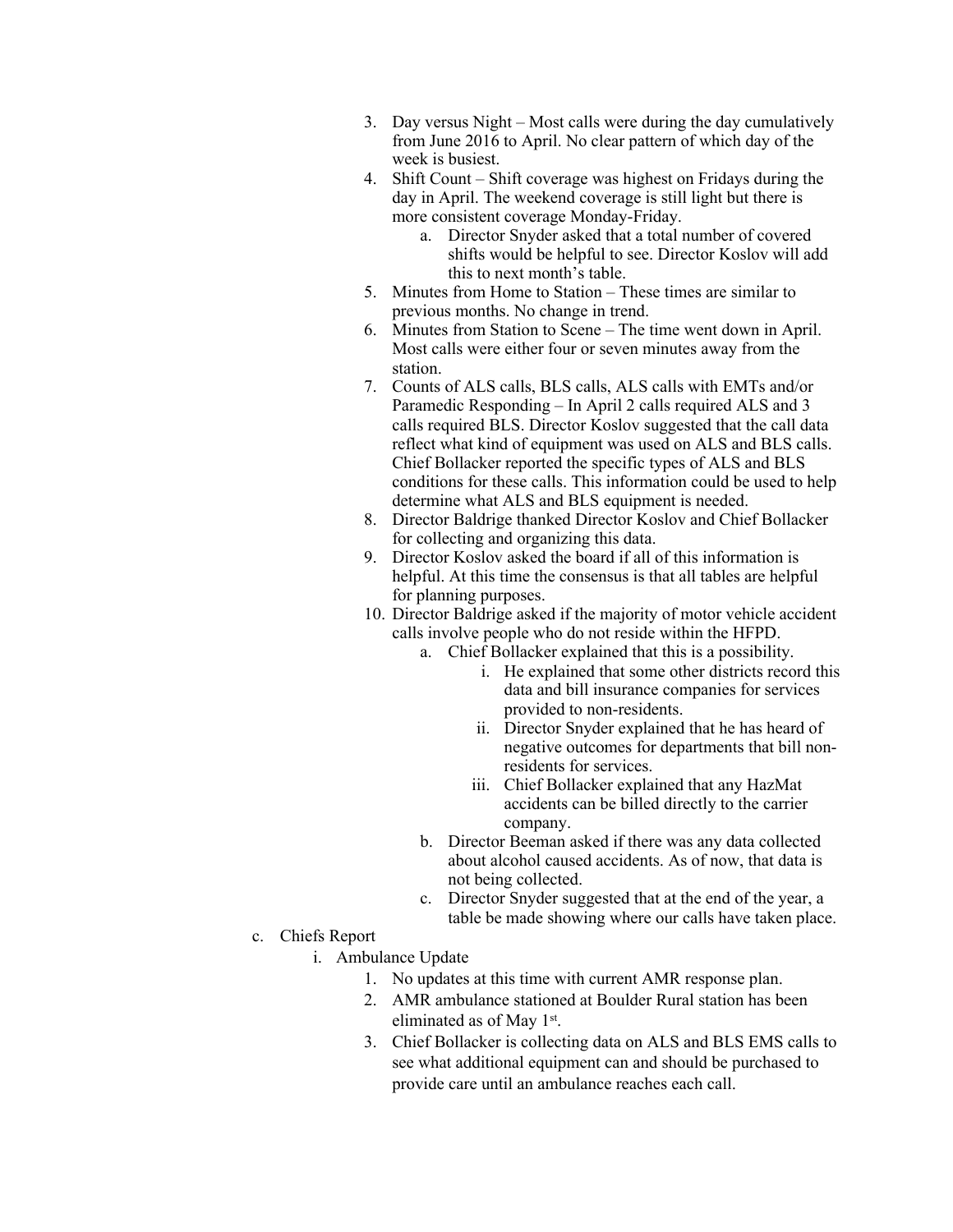3. Day versus Night – Most calls were during the day cumulatively from June 2016 to April. No clear pattern of which day of the week is busiest.
4. Shift Count – Shift coverage was highest on Fridays during the day in April. The weekend coverage is still light but there is more consistent coverage Monday-Friday.
    a. Director Snyder asked that a total number of covered shifts would be helpful to see. Director Koslov will add this to next month's table.
5. Minutes from Home to Station – These times are similar to previous months. No change in trend.
6. Minutes from Station to Scene – The time went down in April. Most calls were either four or seven minutes away from the station.
7. Counts of ALS calls, BLS calls, ALS calls with EMTs and/or Paramedic Responding – In April 2 calls required ALS and 3 calls required BLS. Director Koslov suggested that the call data reflect what kind of equipment was used on ALS and BLS calls. Chief Bollacker reported the specific types of ALS and BLS conditions for these calls. This information could be used to help determine what ALS and BLS equipment is needed.
8. Director Baldrige thanked Director Koslov and Chief Bollacker for collecting and organizing this data.
9. Director Koslov asked the board if all of this information is helpful. At this time the consensus is that all tables are helpful for planning purposes.
10. Director Baldrige asked if the majority of motor vehicle accident calls involve people who do not reside within the HFPD.
    a. Chief Bollacker explained that this is a possibility.
        i. He explained that some other districts record this data and bill insurance companies for services provided to non-residents.
        ii. Director Snyder explained that he has heard of negative outcomes for departments that bill non-residents for services.
        iii. Chief Bollacker explained that any HazMat accidents can be billed directly to the carrier company.
    b. Director Beeman asked if there was any data collected about alcohol caused accidents. As of now, that data is not being collected.
    c. Director Snyder suggested that at the end of the year, a table be made showing where our calls have taken place.

c. Chiefs Report
    i. Ambulance Update
        1. No updates at this time with current AMR response plan.
        2. AMR ambulance stationed at Boulder Rural station has been eliminated as of May 1st.
        3. Chief Bollacker is collecting data on ALS and BLS EMS calls to see what additional equipment can and should be purchased to provide care until an ambulance reaches each call.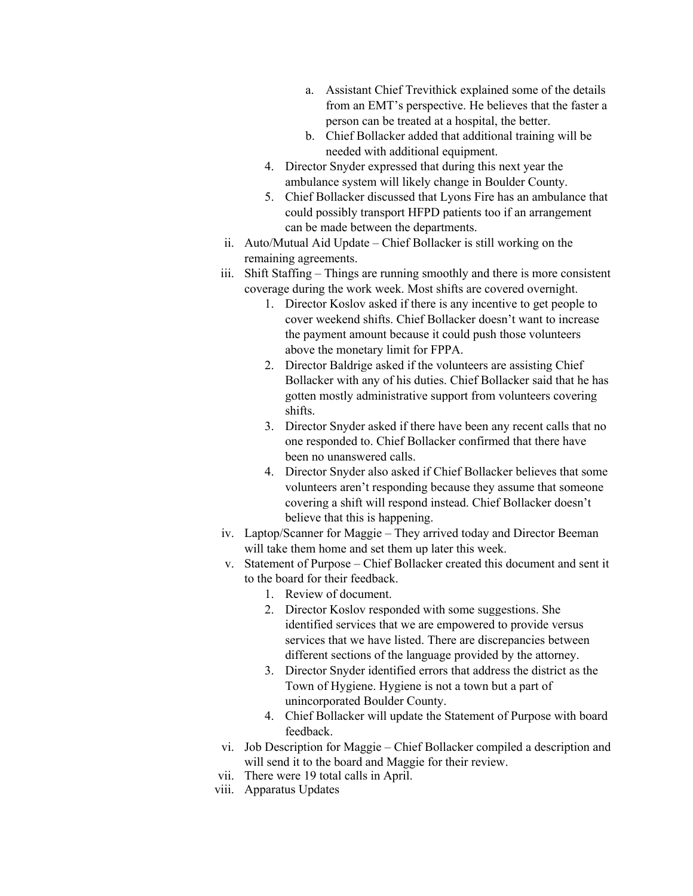a. Assistant Chief Trevithick explained some of the details from an EMT's perspective. He believes that the faster a person can be treated at a hospital, the better.
b. Chief Bollacker added that additional training will be needed with additional equipment.

4. Director Snyder expressed that during this next year the ambulance system will likely change in Boulder County.
5. Chief Bollacker discussed that Lyons Fire has an ambulance that could possibly transport HFPD patients too if an arrangement can be made between the departments.

ii. Auto/Mutual Aid Update – Chief Bollacker is still working on the remaining agreements.

iii. Shift Staffing – Things are running smoothly and there is more consistent coverage during the work week. Most shifts are covered overnight.

1. Director Koslov asked if there is any incentive to get people to cover weekend shifts. Chief Bollacker doesn't want to increase the payment amount because it could push those volunteers above the monetary limit for FPPA.
2. Director Baldrige asked if the volunteers are assisting Chief Bollacker with any of his duties. Chief Bollacker said that he has gotten mostly administrative support from volunteers covering shifts.
3. Director Snyder asked if there have been any recent calls that no one responded to. Chief Bollacker confirmed that there have been no unanswered calls.
4. Director Snyder also asked if Chief Bollacker believes that some volunteers aren't responding because they assume that someone covering a shift will respond instead. Chief Bollacker doesn't believe that this is happening.

iv. Laptop/Scanner for Maggie – They arrived today and Director Beeman will take them home and set them up later this week.

v. Statement of Purpose – Chief Bollacker created this document and sent it to the board for their feedback.

1. Review of document.
2. Director Koslov responded with some suggestions. She identified services that we are empowered to provide versus services that we have listed. There are discrepancies between different sections of the language provided by the attorney.
3. Director Snyder identified errors that address the district as the Town of Hygiene. Hygiene is not a town but a part of unincorporated Boulder County.
4. Chief Bollacker will update the Statement of Purpose with board feedback.

vi. Job Description for Maggie – Chief Bollacker compiled a description and will send it to the board and Maggie for their review.

vii. There were 19 total calls in April.

viii. Apparatus Updates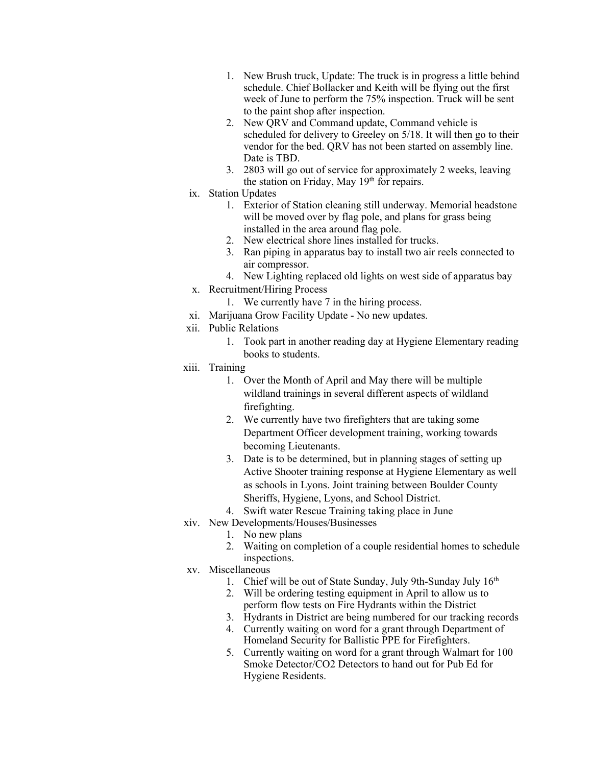1. New Brush truck, Update: The truck is in progress a little behind schedule. Chief Bollacker and Keith will be flying out the first week of June to perform the 75% inspection. Truck will be sent to the paint shop after inspection.
2. New QRV and Command update, Command vehicle is scheduled for delivery to Greeley on 5/18. It will then go to their vendor for the bed. QRV has not been started on assembly line. Date is TBD.
3. 2803 will go out of service for approximately 2 weeks, leaving the station on Friday, May 19th for repairs.

ix. Station Updates

1. Exterior of Station cleaning still underway. Memorial headstone will be moved over by flag pole, and plans for grass being installed in the area around flag pole.
2. New electrical shore lines installed for trucks.
3. Ran piping in apparatus bay to install two air reels connected to air compressor.
4. New Lighting replaced old lights on west side of apparatus bay

x. Recruitment/Hiring Process

1. We currently have 7 in the hiring process.

xi. Marijuana Grow Facility Update - No new updates.

xii. Public Relations

1. Took part in another reading day at Hygiene Elementary reading books to students.

xiii. Training

1. Over the Month of April and May there will be multiple wildland trainings in several different aspects of wildland firefighting.
2. We currently have two firefighters that are taking some Department Officer development training, working towards becoming Lieutenants.
3. Date is to be determined, but in planning stages of setting up Active Shooter training response at Hygiene Elementary as well as schools in Lyons. Joint training between Boulder County Sheriffs, Hygiene, Lyons, and School District.
4. Swift water Rescue Training taking place in June

xiv. New Developments/Houses/Businesses

1. No new plans
2. Waiting on completion of a couple residential homes to schedule inspections.

xv. Miscellaneous

1. Chief will be out of State Sunday, July 9th-Sunday July 16th
2. Will be ordering testing equipment in April to allow us to perform flow tests on Fire Hydrants within the District
3. Hydrants in District are being numbered for our tracking records
4. Currently waiting on word for a grant through Department of Homeland Security for Ballistic PPE for Firefighters.
5. Currently waiting on word for a grant through Walmart for 100 Smoke Detector/CO2 Detectors to hand out for Pub Ed for Hygiene Residents.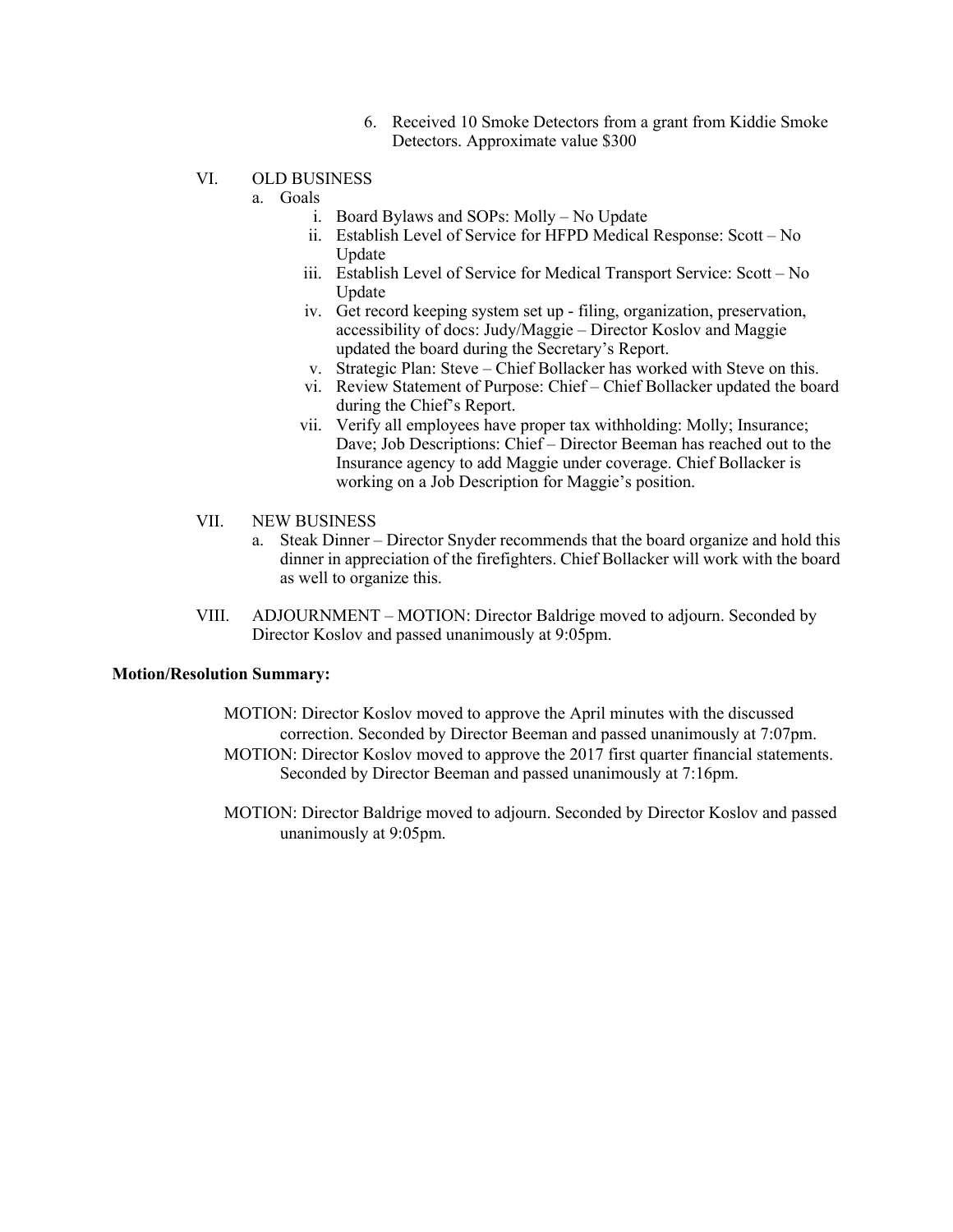6. Received 10 Smoke Detectors from a grant from Kiddie Smoke Detectors. Approximate value $300

VI. OLD BUSINESS

a. Goals

i. Board Bylaws and SOPs: Molly – No Update

ii. Establish Level of Service for HFPD Medical Response: Scott – No Update

iii. Establish Level of Service for Medical Transport Service: Scott – No Update

iv. Get record keeping system set up - filing, organization, preservation, accessibility of docs: Judy/Maggie – Director Koslov and Maggie updated the board during the Secretary's Report.

v. Strategic Plan: Steve – Chief Bollacker has worked with Steve on this.

vi. Review Statement of Purpose: Chief – Chief Bollacker updated the board during the Chief's Report.

vii. Verify all employees have proper tax withholding: Molly; Insurance; Dave; Job Descriptions: Chief – Director Beeman has reached out to the Insurance agency to add Maggie under coverage. Chief Bollacker is working on a Job Description for Maggie's position.

VII. NEW BUSINESS

a. Steak Dinner – Director Snyder recommends that the board organize and hold this dinner in appreciation of the firefighters. Chief Bollacker will work with the board as well to organize this.

VIII. ADJOURNMENT – MOTION: Director Baldrige moved to adjourn. Seconded by Director Koslov and passed unanimously at 9:05pm.

**Motion/Resolution Summary:**

MOTION: Director Koslov moved to approve the April minutes with the discussed correction. Seconded by Director Beeman and passed unanimously at 7:07pm.

MOTION: Director Koslov moved to approve the 2017 first quarter financial statements. Seconded by Director Beeman and passed unanimously at 7:16pm.

MOTION: Director Baldrige moved to adjourn. Seconded by Director Koslov and passed unanimously at 9:05pm.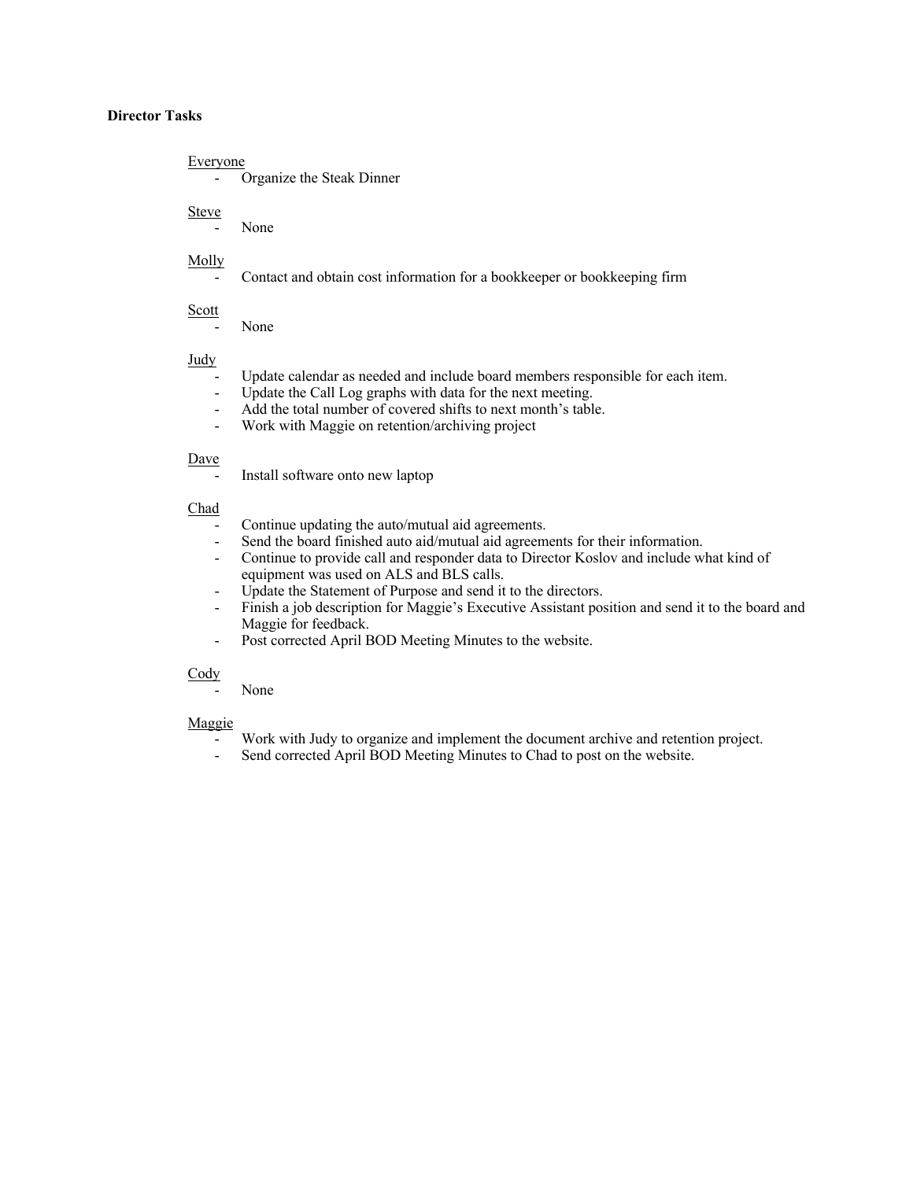**Director Tasks**

Everyone

- Organize the Steak Dinner

Steve

- None

Molly

- Contact and obtain cost information for a bookkeeper or bookkeeping firm

Scott

- None

Judy

- Update calendar as needed and include board members responsible for each item.
- Update the Call Log graphs with data for the next meeting.
- Add the total number of covered shifts to next month's table.
- Work with Maggie on retention/archiving project

Dave

- Install software onto new laptop

Chad

- Continue updating the auto/mutual aid agreements.
- Send the board finished auto aid/mutual aid agreements for their information.
- Continue to provide call and responder data to Director Koslov and include what kind of equipment was used on ALS and BLS calls.
- Update the Statement of Purpose and send it to the directors.
- Finish a job description for Maggie's Executive Assistant position and send it to the board and Maggie for feedback.
- Post corrected April BOD Meeting Minutes to the website.

Cody

- None

Maggie

- Work with Judy to organize and implement the document archive and retention project.
- Send corrected April BOD Meeting Minutes to Chad to post on the website.